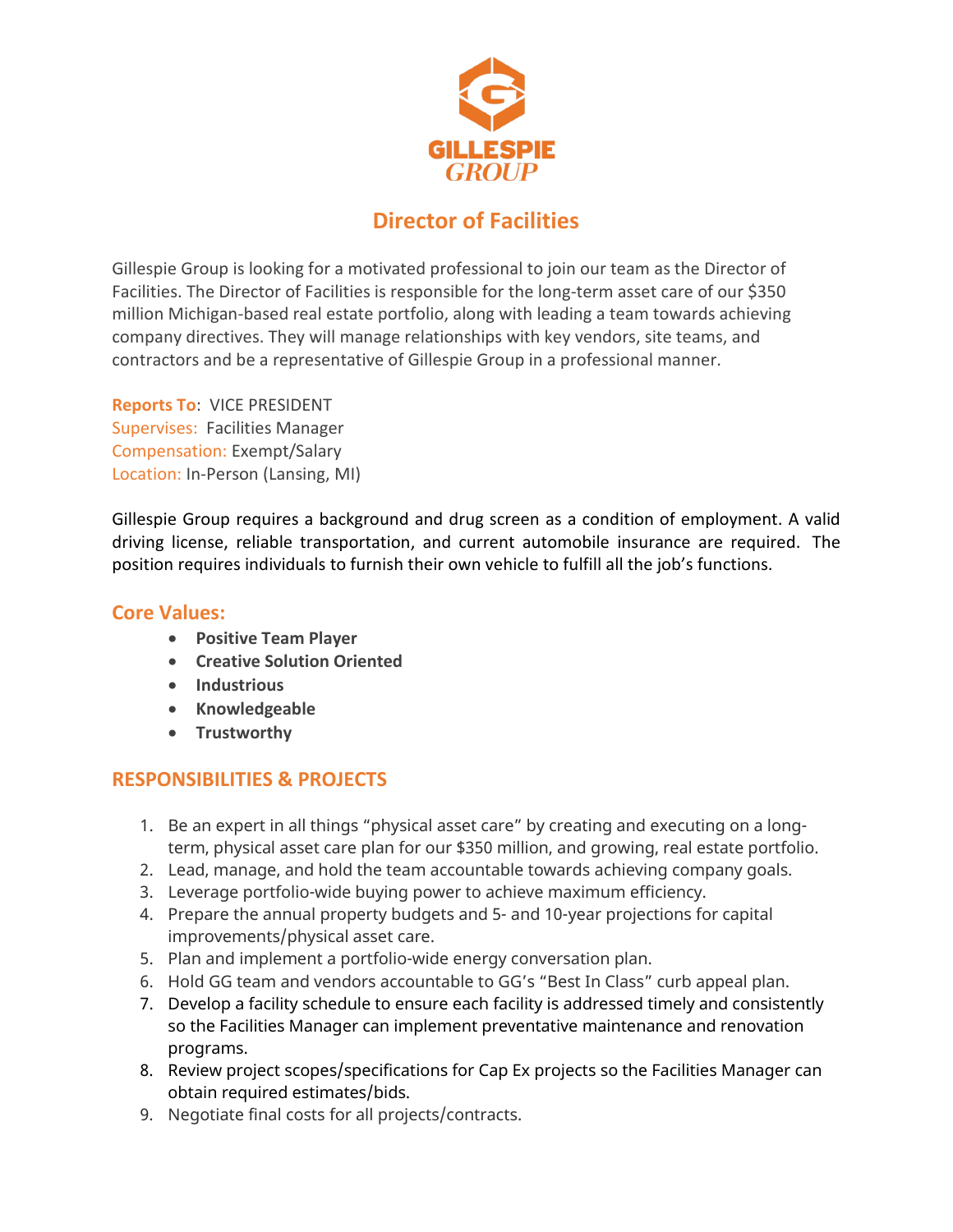GILLESPIE GROUP

# Director of Facilities

Gillespie Group is looking for a motivated professional to join our team as the Director of Facilities. The Director of Facilities is responsible for the long-term asset care of our $350 million Michigan-based real estate portfolio, along with leading a team towards achieving company directives. They will manage relationships with key vendors, site teams, and contractors and be a representative of Gillespie Group in a professional manner.

**Reports To**: VICE PRESIDENT
Supervises: Facilities Manager
Compensation: Exempt/Salary
Location: In-Person (Lansing, MI)

Gillespie Group requires a background and drug screen as a condition of employment. A valid driving license, reliable transportation, and current automobile insurance are required. The position requires individuals to furnish their own vehicle to fulfill all the job's functions.

## Core Values:

- **Positive Team Player**
- **Creative Solution Oriented**
- **Industrious**
- **Knowledgeable**
- **Trustworthy**

## RESPONSIBILITIES & PROJECTS

1. Be an expert in all things "physical asset care" by creating and executing on a long-term, physical asset care plan for our $350 million, and growing, real estate portfolio.
2. Lead, manage, and hold the team accountable towards achieving company goals.
3. Leverage portfolio-wide buying power to achieve maximum efficiency.
4. Prepare the annual property budgets and 5- and 10-year projections for capital improvements/physical asset care.
5. Plan and implement a portfolio-wide energy conversation plan.
6. Hold GG team and vendors accountable to GG's "Best In Class" curb appeal plan.
7. Develop a facility schedule to ensure each facility is addressed timely and consistently so the Facilities Manager can implement preventative maintenance and renovation programs.
8. Review project scopes/specifications for Cap Ex projects so the Facilities Manager can obtain required estimates/bids.
9. Negotiate final costs for all projects/contracts.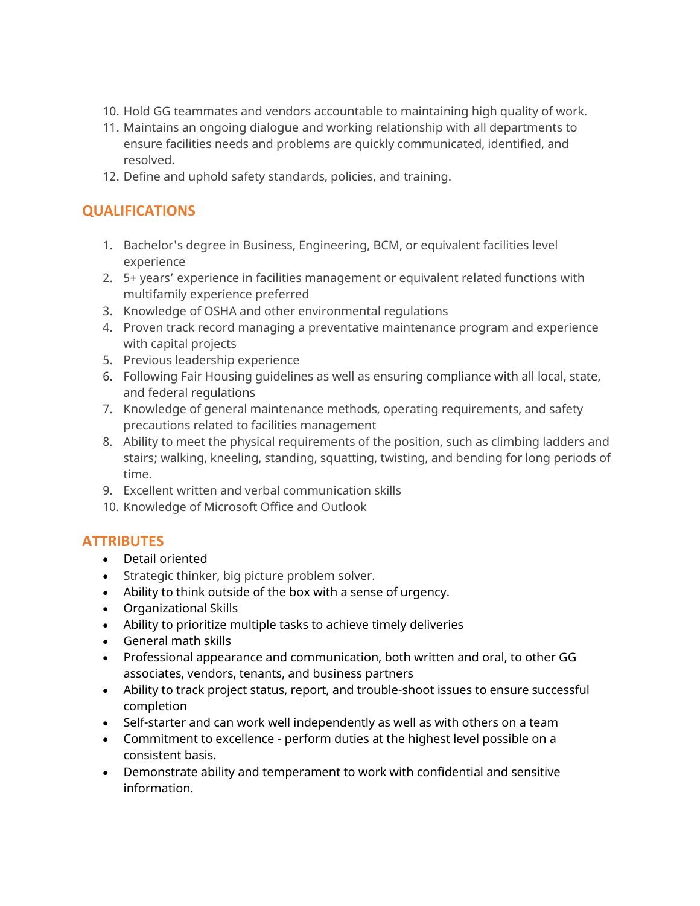10. Hold GG teammates and vendors accountable to maintaining high quality of work.
11. Maintains an ongoing dialogue and working relationship with all departments to ensure facilities needs and problems are quickly communicated, identified, and resolved.
12. Define and uphold safety standards, policies, and training.

## QUALIFICATIONS

1. Bachelor's degree in Business, Engineering, BCM, or equivalent facilities level experience
2. 5+ years' experience in facilities management or equivalent related functions with multifamily experience preferred
3. Knowledge of OSHA and other environmental regulations
4. Proven track record managing a preventative maintenance program and experience with capital projects
5. Previous leadership experience
6. Following Fair Housing guidelines as well as ensuring compliance with all local, state, and federal regulations
7. Knowledge of general maintenance methods, operating requirements, and safety precautions related to facilities management
8. Ability to meet the physical requirements of the position, such as climbing ladders and stairs; walking, kneeling, standing, squatting, twisting, and bending for long periods of time.
9. Excellent written and verbal communication skills
10. Knowledge of Microsoft Office and Outlook

## ATTRIBUTES

- Detail oriented
- Strategic thinker, big picture problem solver.
- Ability to think outside of the box with a sense of urgency.
- Organizational Skills
- Ability to prioritize multiple tasks to achieve timely deliveries
- General math skills
- Professional appearance and communication, both written and oral, to other GG associates, vendors, tenants, and business partners
- Ability to track project status, report, and trouble-shoot issues to ensure successful completion
- Self-starter and can work well independently as well as with others on a team
- Commitment to excellence - perform duties at the highest level possible on a consistent basis.
- Demonstrate ability and temperament to work with confidential and sensitive information.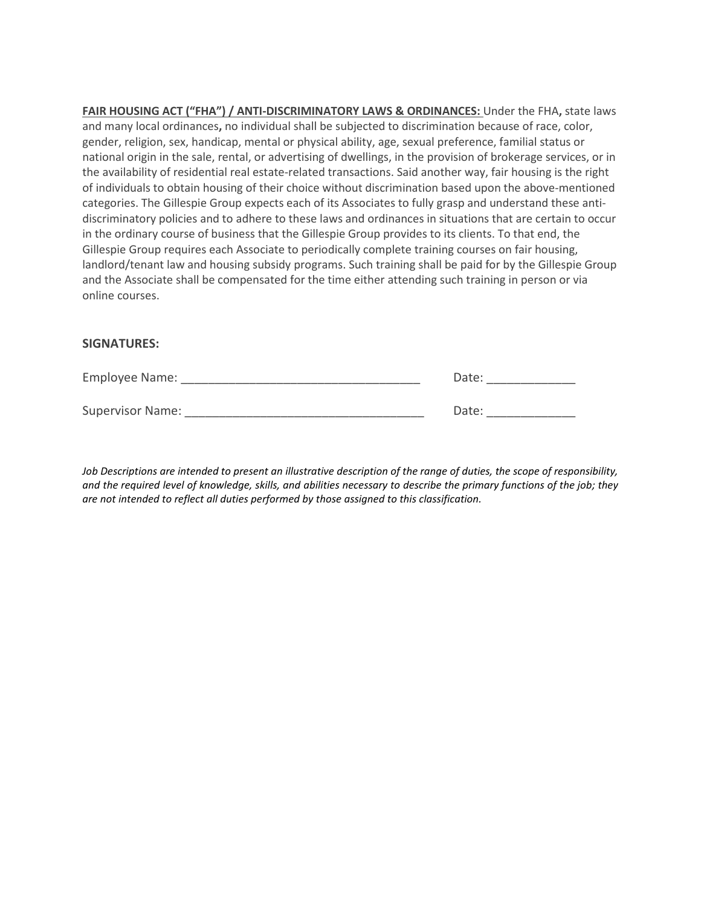**<u>FAIR HOUSING ACT ("FHA") / ANTI-DISCRIMINATORY LAWS & ORDINANCES:</u>** Under the FHA**,** state laws and many local ordinances**,** no individual shall be subjected to discrimination because of race, color, gender, religion, sex, handicap, mental or physical ability, age, sexual preference, familial status or national origin in the sale, rental, or advertising of dwellings, in the provision of brokerage services, or in the availability of residential real estate-related transactions. Said another way, fair housing is the right of individuals to obtain housing of their choice without discrimination based upon the above-mentioned categories. The Gillespie Group expects each of its Associates to fully grasp and understand these anti-discriminatory policies and to adhere to these laws and ordinances in situations that are certain to occur in the ordinary course of business that the Gillespie Group provides to its clients. To that end, the Gillespie Group requires each Associate to periodically complete training courses on fair housing, landlord/tenant law and housing subsidy programs. Such training shall be paid for by the Gillespie Group and the Associate shall be compensated for the time either attending such training in person or via online courses.

**SIGNATURES:**

Employee Name: ___________________________________ Date: _____________

Supervisor Name: ___________________________________ Date: _____________

*Job Descriptions are intended to present an illustrative description of the range of duties, the scope of responsibility, and the required level of knowledge, skills, and abilities necessary to describe the primary functions of the job; they are not intended to reflect all duties performed by those assigned to this classification.*